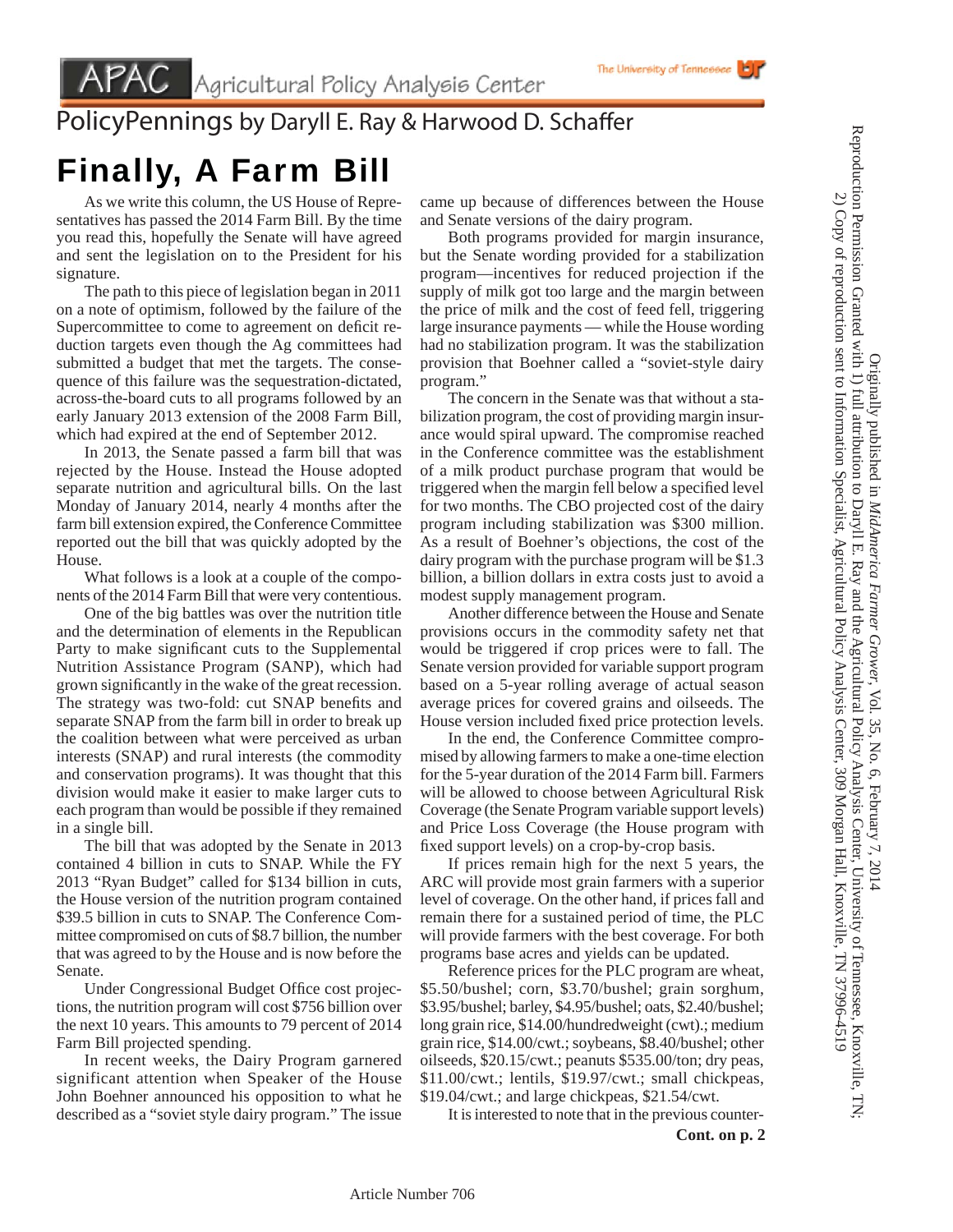APAC Agricultural Policy Analysis Center — The University of Tennessee

PolicyPennings by Daryll E. Ray & Harwood D. Schaffer

# Finally, A Farm Bill

As we write this column, the US House of Representatives has passed the 2014 Farm Bill. By the time you read this, hopefully the Senate will have agreed and sent the legislation on to the President for his signature.

The path to this piece of legislation began in 2011 on a note of optimism, followed by the failure of the Supercommittee to come to agreement on deficit reduction targets even though the Ag committees had submitted a budget that met the targets. The consequence of this failure was the sequestration-dictated, across-the-board cuts to all programs followed by an early January 2013 extension of the 2008 Farm Bill, which had expired at the end of September 2012.

In 2013, the Senate passed a farm bill that was rejected by the House. Instead the House adopted separate nutrition and agricultural bills. On the last Monday of January 2014, nearly 4 months after the farm bill extension expired, the Conference Committee reported out the bill that was quickly adopted by the House.

What follows is a look at a couple of the components of the 2014 Farm Bill that were very contentious.

One of the big battles was over the nutrition title and the determination of elements in the Republican Party to make significant cuts to the Supplemental Nutrition Assistance Program (SANP), which had grown significantly in the wake of the great recession. The strategy was two-fold: cut SNAP benefits and separate SNAP from the farm bill in order to break up the coalition between what were perceived as urban interests (SNAP) and rural interests (the commodity and conservation programs). It was thought that this division would make it easier to make larger cuts to each program than would be possible if they remained in a single bill.

The bill that was adopted by the Senate in 2013 contained 4 billion in cuts to SNAP. While the FY 2013 "Ryan Budget" called for $134 billion in cuts, the House version of the nutrition program contained $39.5 billion in cuts to SNAP. The Conference Committee compromised on cuts of $8.7 billion, the number that was agreed to by the House and is now before the Senate.

Under Congressional Budget Office cost projections, the nutrition program will cost $756 billion over the next 10 years. This amounts to 79 percent of 2014 Farm Bill projected spending.

In recent weeks, the Dairy Program garnered significant attention when Speaker of the House John Boehner announced his opposition to what he described as a "soviet style dairy program." The issue came up because of differences between the House and Senate versions of the dairy program.

Both programs provided for margin insurance, but the Senate wording provided for a stabilization program—incentives for reduced projection if the supply of milk got too large and the margin between the price of milk and the cost of feed fell, triggering large insurance payments — while the House wording had no stabilization program. It was the stabilization provision that Boehner called a "soviet-style dairy program."

The concern in the Senate was that without a stabilization program, the cost of providing margin insurance would spiral upward. The compromise reached in the Conference committee was the establishment of a milk product purchase program that would be triggered when the margin fell below a specified level for two months. The CBO projected cost of the dairy program including stabilization was $300 million. As a result of Boehner's objections, the cost of the dairy program with the purchase program will be $1.3 billion, a billion dollars in extra costs just to avoid a modest supply management program.

Another difference between the House and Senate provisions occurs in the commodity safety net that would be triggered if crop prices were to fall. The Senate version provided for variable support program based on a 5-year rolling average of actual season average prices for covered grains and oilseeds. The House version included fixed price protection levels.

In the end, the Conference Committee compromised by allowing farmers to make a one-time election for the 5-year duration of the 2014 Farm bill. Farmers will be allowed to choose between Agricultural Risk Coverage (the Senate Program variable support levels) and Price Loss Coverage (the House program with fixed support levels) on a crop-by-crop basis.

If prices remain high for the next 5 years, the ARC will provide most grain farmers with a superior level of coverage. On the other hand, if prices fall and remain there for a sustained period of time, the PLC will provide farmers with the best coverage. For both programs base acres and yields can be updated.

Reference prices for the PLC program are wheat, $5.50/bushel; corn, $3.70/bushel; grain sorghum, $3.95/bushel; barley, $4.95/bushel; oats, $2.40/bushel; long grain rice, $14.00/hundredweight (cwt).; medium grain rice, $14.00/cwt.; soybeans, $8.40/bushel; other oilseeds, $20.15/cwt.; peanuts $535.00/ton; dry peas, $11.00/cwt.; lentils, $19.97/cwt.; small chickpeas, $19.04/cwt.; and large chickpeas, $21.54/cwt.

It is interested to note that in the previous counter-

**Cont. on p. 2**

Article Number 706

Originally published in *MidAmerica Farmer Grower*, Vol. 35, No. 6, February 7, 2014
Reproduction Permission Granted with 1) full attribution to Daryll E. Ray and the Agricultural Policy Analysis Center, University of Tennessee, Knoxville, TN; 2) Copy of reproduction sent to Information Specialist, Agricultural Policy Analysis Center, 309 Morgan Hall, Knoxville, TN 37996-4519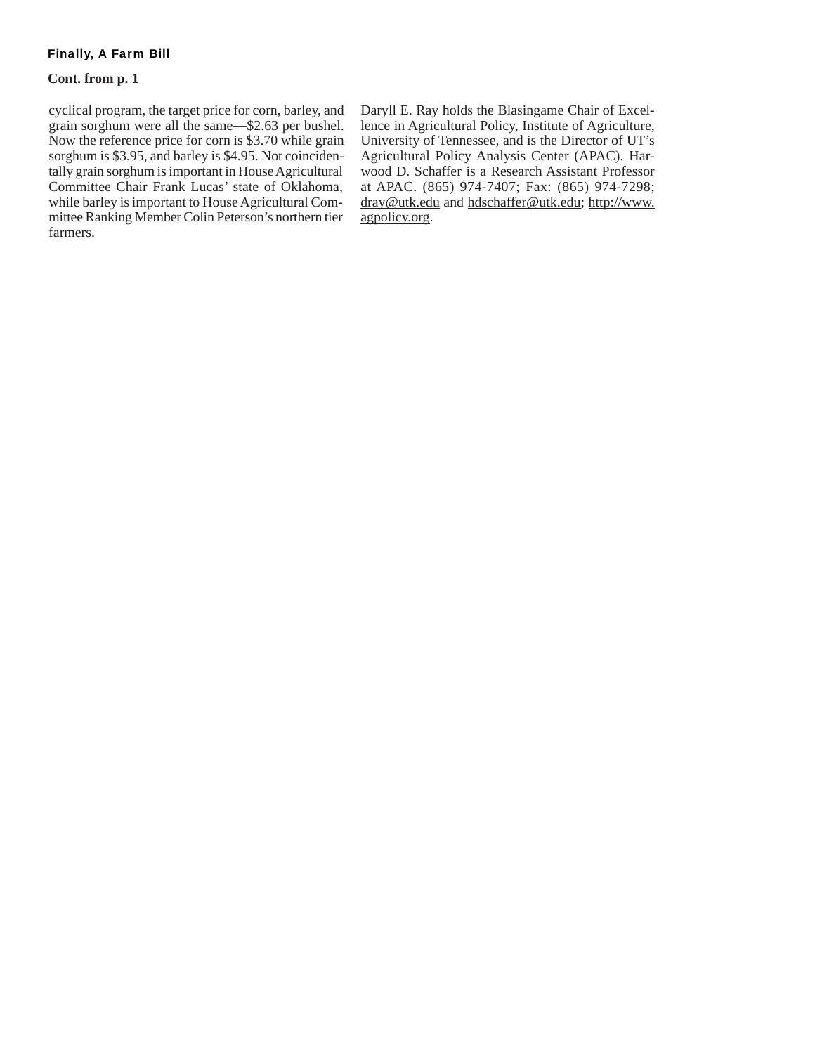**Finally, A Farm Bill**

**Cont. from p. 1**

cyclical program, the target price for corn, barley, and grain sorghum were all the same—$2.63 per bushel. Now the reference price for corn is $3.70 while grain sorghum is $3.95, and barley is $4.95. Not coincidentally grain sorghum is important in House Agricultural Committee Chair Frank Lucas' state of Oklahoma, while barley is important to House Agricultural Committee Ranking Member Colin Peterson's northern tier farmers.

Daryll E. Ray holds the Blasingame Chair of Excellence in Agricultural Policy, Institute of Agriculture, University of Tennessee, and is the Director of UT's Agricultural Policy Analysis Center (APAC). Harwood D. Schaffer is a Research Assistant Professor at APAC. (865) 974-7407; Fax: (865) 974-7298; dray@utk.edu and hdschaffer@utk.edu; http://www.agpolicy.org.